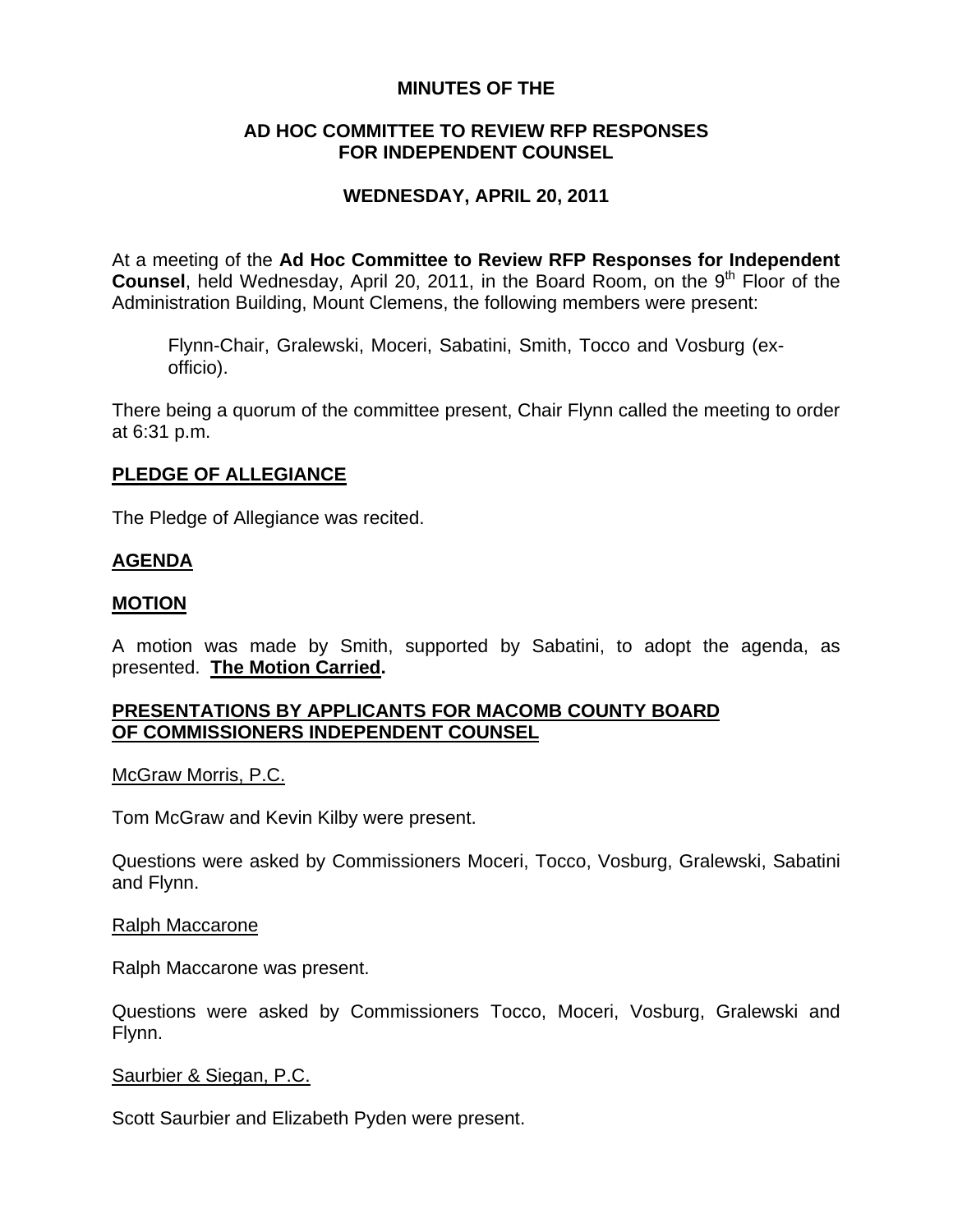**MINUTES OF THE**

**AD HOC COMMITTEE TO REVIEW RFP RESPONSES FOR INDEPENDENT COUNSEL**

**WEDNESDAY, APRIL 20, 2011**

At a meeting of the **Ad Hoc Committee to Review RFP Responses for Independent Counsel**, held Wednesday, April 20, 2011, in the Board Room, on the 9th Floor of the Administration Building, Mount Clemens, the following members were present:

> Flynn-Chair, Gralewski, Moceri, Sabatini, Smith, Tocco and Vosburg (ex-officio).

There being a quorum of the committee present, Chair Flynn called the meeting to order at 6:31 p.m.

**PLEDGE OF ALLEGIANCE**

The Pledge of Allegiance was recited.

**AGENDA**

**MOTION**

A motion was made by Smith, supported by Sabatini, to adopt the agenda, as presented. **The Motion Carried.**

**PRESENTATIONS BY APPLICANTS FOR MACOMB COUNTY BOARD OF COMMISSIONERS INDEPENDENT COUNSEL**

McGraw Morris, P.C.

Tom McGraw and Kevin Kilby were present.

Questions were asked by Commissioners Moceri, Tocco, Vosburg, Gralewski, Sabatini and Flynn.

Ralph Maccarone

Ralph Maccarone was present.

Questions were asked by Commissioners Tocco, Moceri, Vosburg, Gralewski and Flynn.

Saurbier & Siegan, P.C.

Scott Saurbier and Elizabeth Pyden were present.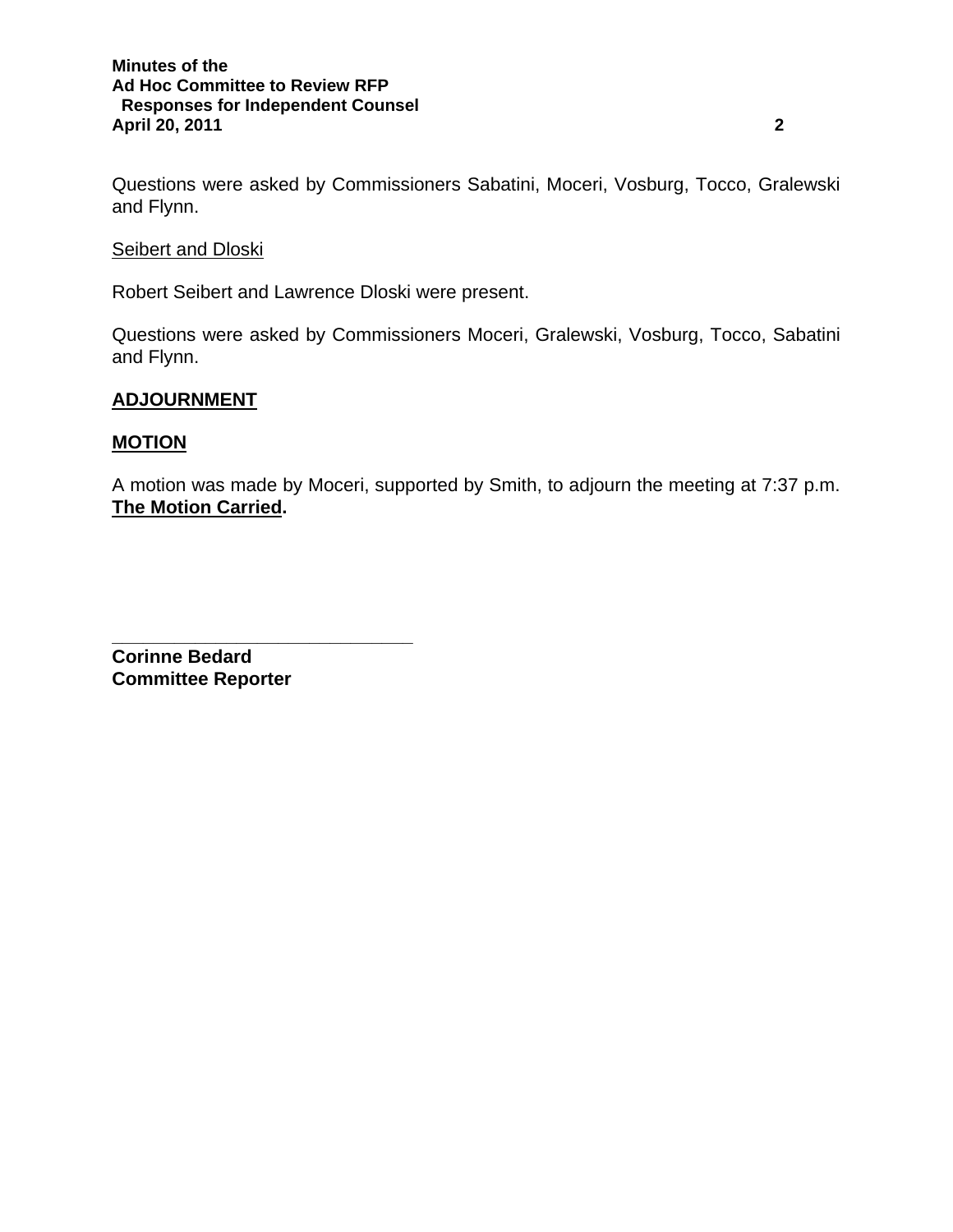Questions were asked by Commissioners Sabatini, Moceri, Vosburg, Tocco, Gralewski and Flynn.

Seibert and Dloski

Robert Seibert and Lawrence Dloski were present.

Questions were asked by Commissioners Moceri, Gralewski, Vosburg, Tocco, Sabatini and Flynn.

**ADJOURNMENT**

**MOTION**

A motion was made by Moceri, supported by Smith, to adjourn the meeting at 7:37 p.m. **The Motion Carried.**

\_\_\_\_\_\_\_\_\_\_\_\_\_\_\_\_\_\_\_\_\_\_\_\_\_\_\_\_\_\_

**Corinne Bedard**
**Committee Reporter**